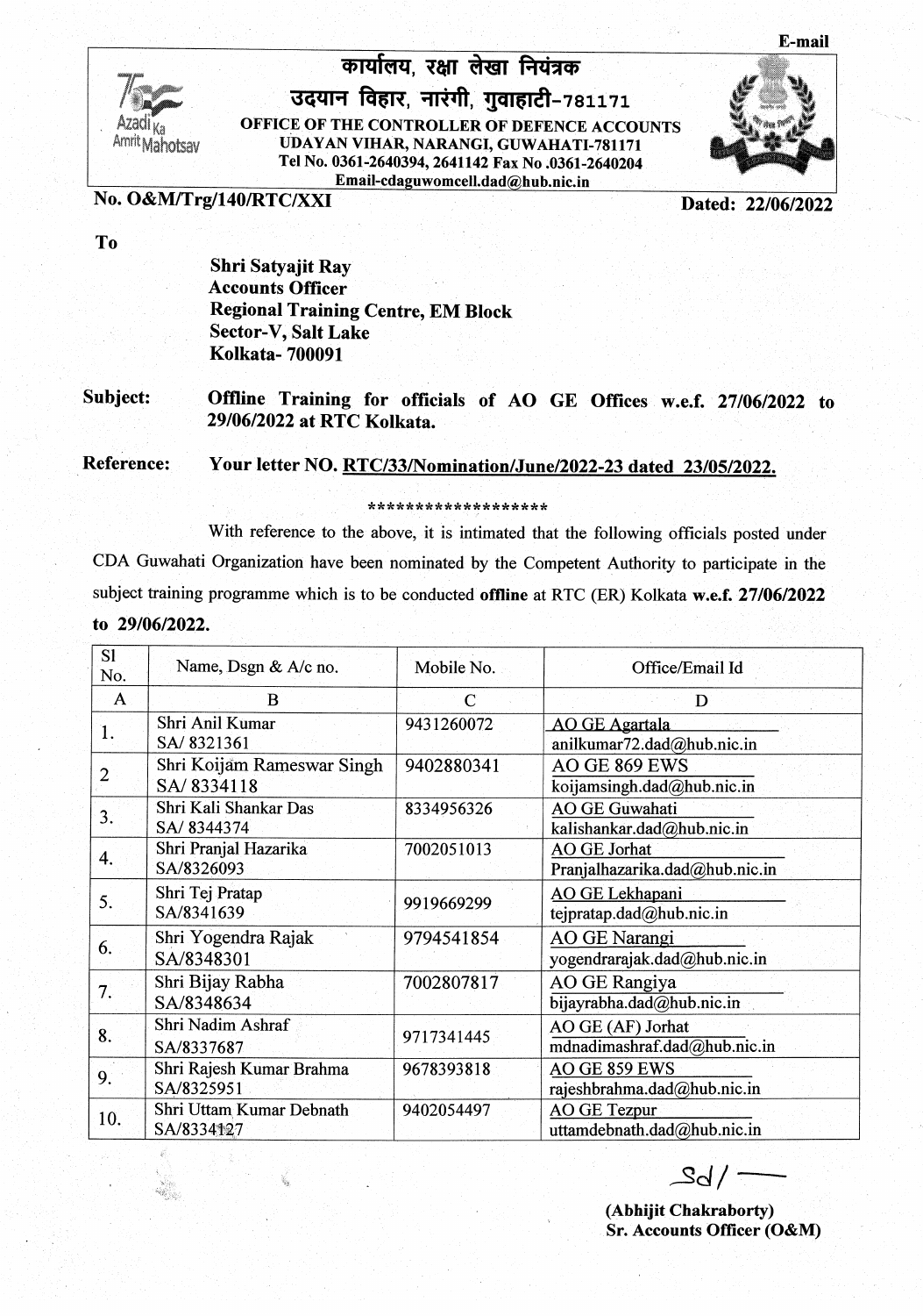E-mail

# कार्यालय, रक्षा लेखा नियंत्रक
## उदयान विहार, नारंगी, गुवाहाटी-781171

**OFFICE OF THE CONTROLLER OF DEFENCE ACCOUNTS**
**UDAYAN VIHAR, NARANGI, GUWAHATI-781171**
**Tel No. 0361-2640394, 2641142 Fax No .0361-2640204**
**Email-cdaguwomcell.dad@hub.nic.in**

**No. O&M/Trg/140/RTC/XXI** **Dated: 22/06/2022**

**To**

**Shri Satyajit Ray**
**Accounts Officer**
**Regional Training Centre, EM Block**
**Sector-V, Salt Lake**
**Kolkata- 700091**

**Subject:** **Offline Training for officials of AO GE Offices w.e.f. 27/06/2022 to 29/06/2022 at RTC Kolkata.**

**Reference:** **Your letter NO. RTC/33/Nomination/June/2022-23 dated 23/05/2022.**

*******************

With reference to the above, it is intimated that the following officials posted under CDA Guwahati Organization have been nominated by the Competent Authority to participate in the subject training programme which is to be conducted **offline** at RTC (ER) Kolkata **w.e.f. 27/06/2022 to 29/06/2022.**

| Sl No. | Name, Dsgn & A/c no. | Mobile No. | Office/Email Id |
|---|---|---|---|
| A | B | C | D |
| 1. | Shri Anil Kumar SA/ 8321361 | 9431260072 | AO GE Agartala anilkumar72.dad@hub.nic.in |
| 2 | Shri Koijam Rameswar Singh SA/ 8334118 | 9402880341 | AO GE 869 EWS koijamsingh.dad@hub.nic.in |
| 3. | Shri Kali Shankar Das SA/ 8344374 | 8334956326 | AO GE Guwahati kalishankar.dad@hub.nic.in |
| 4. | Shri Pranjal Hazarika SA/8326093 | 7002051013 | AO GE Jorhat Pranjalhazarika.dad@hub.nic.in |
| 5. | Shri Tej Pratap SA/8341639 | 9919669299 | AO GE Lekhapani tejpratap.dad@hub.nic.in |
| 6. | Shri Yogendra Rajak SA/8348301 | 9794541854 | AO GE Narangi yogendrarajak.dad@hub.nic.in |
| 7. | Shri Bijay Rabha SA/8348634 | 7002807817 | AO GE Rangiya bijayrabha.dad@hub.nic.in |
| 8. | Shri Nadim Ashraf SA/8337687 | 9717341445 | AO GE (AF) Jorhat mdnadimashraf.dad@hub.nic.in |
| 9. | Shri Rajesh Kumar Brahma SA/8325951 | 9678393818 | AO GE 859 EWS rajeshbrahma.dad@hub.nic.in |
| 10. | Shri Uttam Kumar Debnath SA/8334127 | 9402054497 | AO GE Tezpur uttamdebnath.dad@hub.nic.in |

Sd/-

**(Abhijit Chakraborty)**
**Sr. Accounts Officer (O&M)**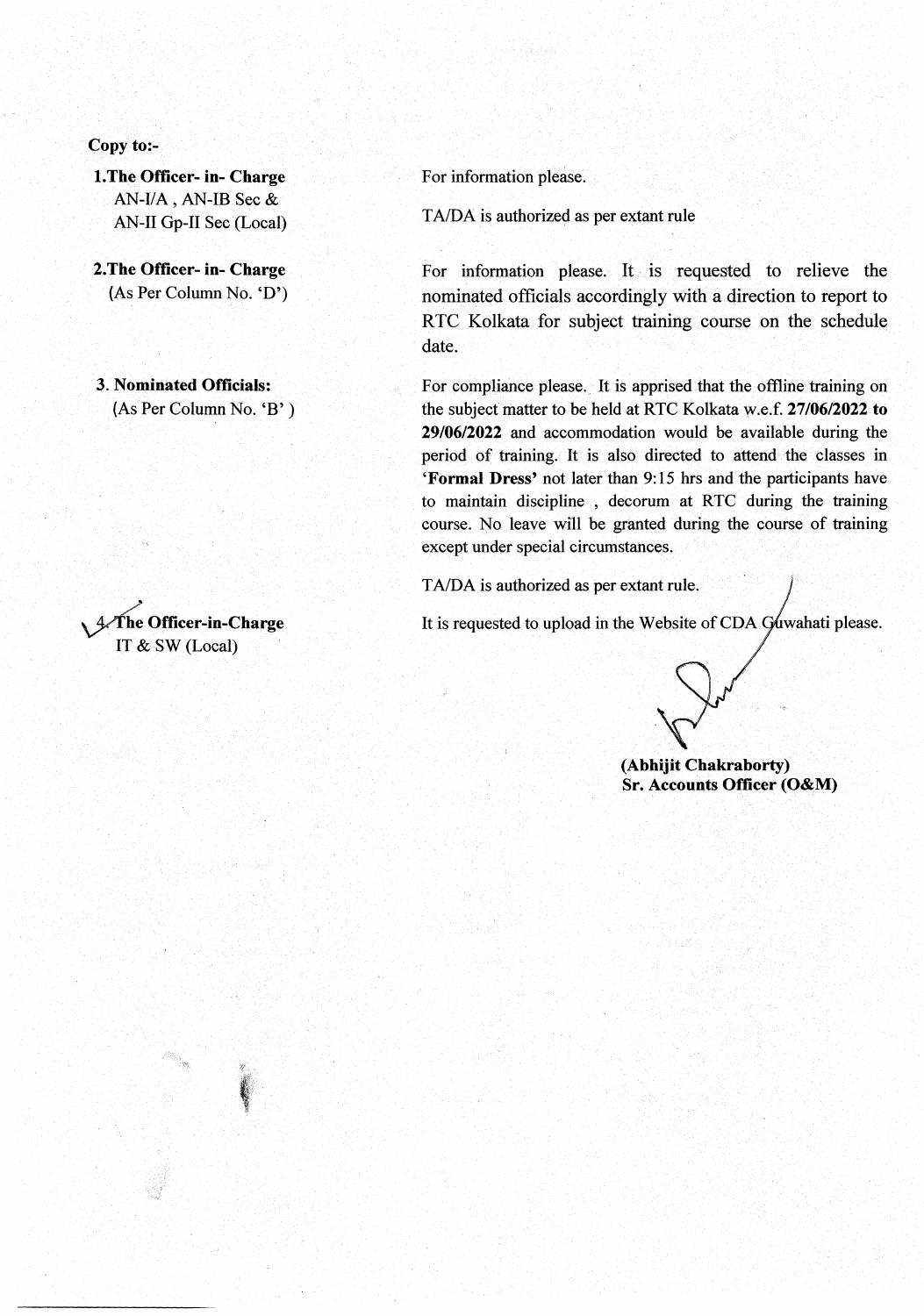**Copy to:-**

**1. The Officer- in- Charge**
AN-I/A , AN-IB Sec &
AN-II Gp-II Sec (Local)

For information please.

TA/DA is authorized as per extant rule

**2. The Officer- in- Charge**
(As Per Column No. 'D')

For information please. It is requested to relieve the nominated officials accordingly with a direction to report to RTC Kolkata for subject training course on the schedule date.

**3. Nominated Officials:**
(As Per Column No. 'B' )

For compliance please. It is apprised that the offline training on the subject matter to be held at RTC Kolkata w.e.f. **27/06/2022 to 29/06/2022** and accommodation would be available during the period of training. It is also directed to attend the classes in **'Formal Dress'** not later than 9:15 hrs and the participants have to maintain discipline , decorum at RTC during the training course. No leave will be granted during the course of training except under special circumstances.

TA/DA is authorized as per extant rule.

**4. The Officer-in-Charge**
IT & SW (Local)

It is requested to upload in the Website of CDA Guwahati please.

**(Abhijit Chakraborty)**
**Sr. Accounts Officer (O&M)**